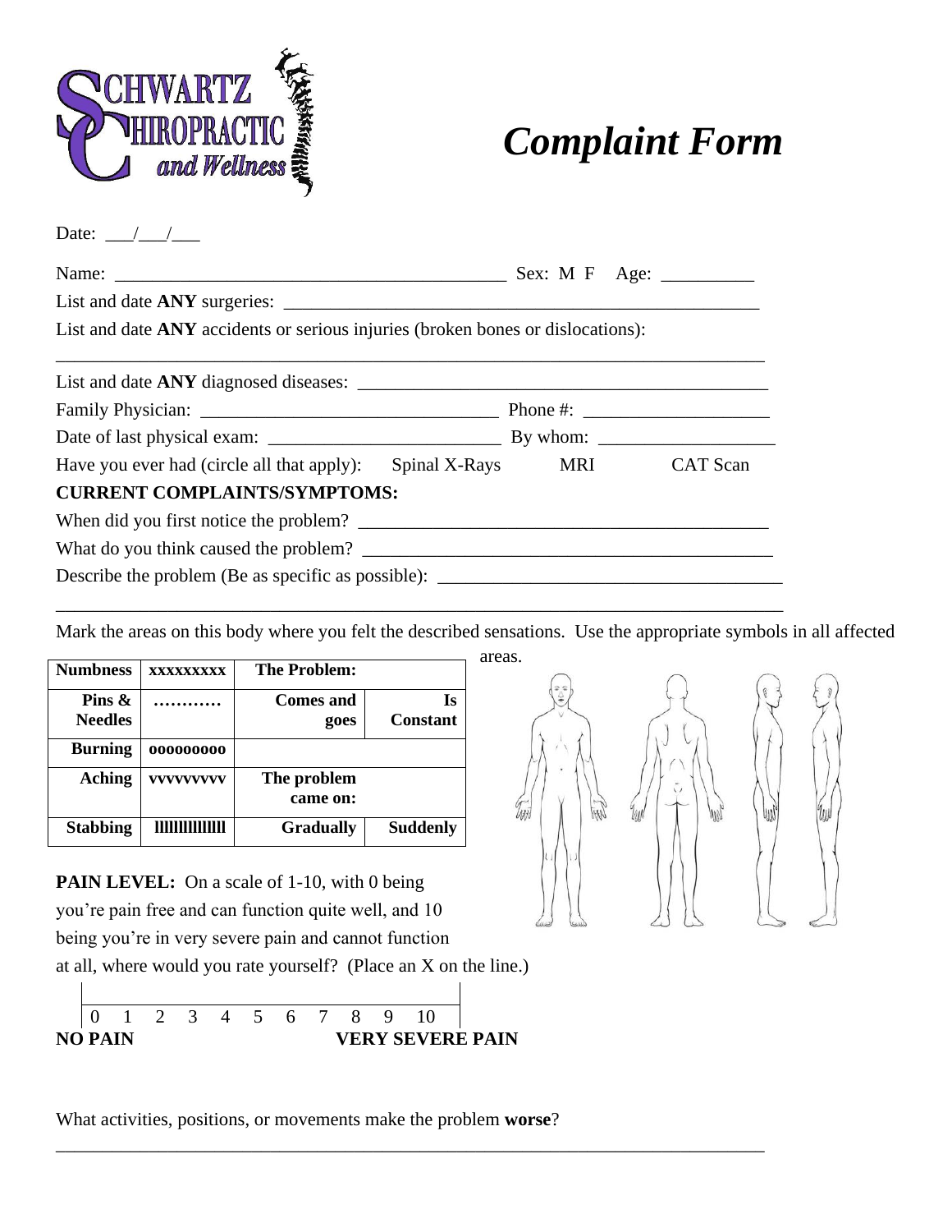**SCHWARTZ CHIROPRACTIC *and Wellness***

# *Complaint Form*

Date: \_\_\_/\_\_\_/\_\_\_

Name: \_\_\_\_\_\_\_\_\_\_\_\_\_\_\_\_\_\_\_\_\_\_\_\_\_\_\_\_\_\_\_\_\_\_\_\_\_\_\_\_\_\_\_\_ Sex: M F Age: \_\_\_\_\_\_\_\_\_\_

List and date **ANY** surgeries: \_\_\_\_\_\_\_\_\_\_\_\_\_\_\_\_\_\_\_\_\_\_\_\_\_\_\_\_\_\_\_\_\_\_\_\_\_\_\_\_\_\_\_\_\_\_\_\_\_\_\_\_

List and date **ANY** accidents or serious injuries (broken bones or dislocations):

\_\_\_\_\_\_\_\_\_\_\_\_\_\_\_\_\_\_\_\_\_\_\_\_\_\_\_\_\_\_\_\_\_\_\_\_\_\_\_\_\_\_\_\_\_\_\_\_\_\_\_\_\_\_\_\_\_\_\_\_\_\_\_\_\_\_\_\_\_\_\_\_\_\_\_\_\_\_

List and date **ANY** diagnosed diseases: \_\_\_\_\_\_\_\_\_\_\_\_\_\_\_\_\_\_\_\_\_\_\_\_\_\_\_\_\_\_\_\_\_\_\_\_\_\_\_\_\_\_\_\_\_

Family Physician: \_\_\_\_\_\_\_\_\_\_\_\_\_\_\_\_\_\_\_\_\_\_\_\_\_\_\_\_\_\_\_\_\_ Phone #: \_\_\_\_\_\_\_\_\_\_\_\_\_\_\_\_\_\_\_\_

Date of last physical exam: \_\_\_\_\_\_\_\_\_\_\_\_\_\_\_\_\_\_\_\_\_\_\_\_\_\_ By whom: \_\_\_\_\_\_\_\_\_\_\_\_\_\_\_\_\_\_\_

Have you ever had (circle all that apply): Spinal X-Rays MRI CAT Scan

**CURRENT COMPLAINTS/SYMPTOMS:**

When did you first notice the problem? \_\_\_\_\_\_\_\_\_\_\_\_\_\_\_\_\_\_\_\_\_\_\_\_\_\_\_\_\_\_\_\_\_\_\_\_\_\_\_\_\_\_\_\_\_

What do you think caused the problem? \_\_\_\_\_\_\_\_\_\_\_\_\_\_\_\_\_\_\_\_\_\_\_\_\_\_\_\_\_\_\_\_\_\_\_\_\_\_\_\_\_\_\_\_\_

Describe the problem (Be as specific as possible): \_\_\_\_\_\_\_\_\_\_\_\_\_\_\_\_\_\_\_\_\_\_\_\_\_\_\_\_\_\_\_\_\_\_\_\_\_

\_\_\_\_\_\_\_\_\_\_\_\_\_\_\_\_\_\_\_\_\_\_\_\_\_\_\_\_\_\_\_\_\_\_\_\_\_\_\_\_\_\_\_\_\_\_\_\_\_\_\_\_\_\_\_\_\_\_\_\_\_\_\_\_\_\_\_\_\_\_\_\_\_\_\_\_\_\_

Mark the areas on this body where you felt the described sensations. Use the appropriate symbols in all affected areas.

| Numbness | xxxxxxxxx | The Problem: | |
|---|---|---|---|
| Pins & Needles | ………… | Comes and goes | Is Constant |
| Burning | ooooooooo | | |
| Aching | vvvvvvvvv | The problem came on: | |
| Stabbing | llllllllllllll | Gradually | Suddenly |

**PAIN LEVEL:** On a scale of 1-10, with 0 being you're pain free and can function quite well, and 10 being you're in very severe pain and cannot function at all, where would you rate yourself? (Place an X on the line.)

0 1 2 3 4 5 6 7 8 9 10

**NO PAIN** **VERY SEVERE PAIN**

What activities, positions, or movements make the problem **worse**?

\_\_\_\_\_\_\_\_\_\_\_\_\_\_\_\_\_\_\_\_\_\_\_\_\_\_\_\_\_\_\_\_\_\_\_\_\_\_\_\_\_\_\_\_\_\_\_\_\_\_\_\_\_\_\_\_\_\_\_\_\_\_\_\_\_\_\_\_\_\_\_\_\_\_\_\_\_\_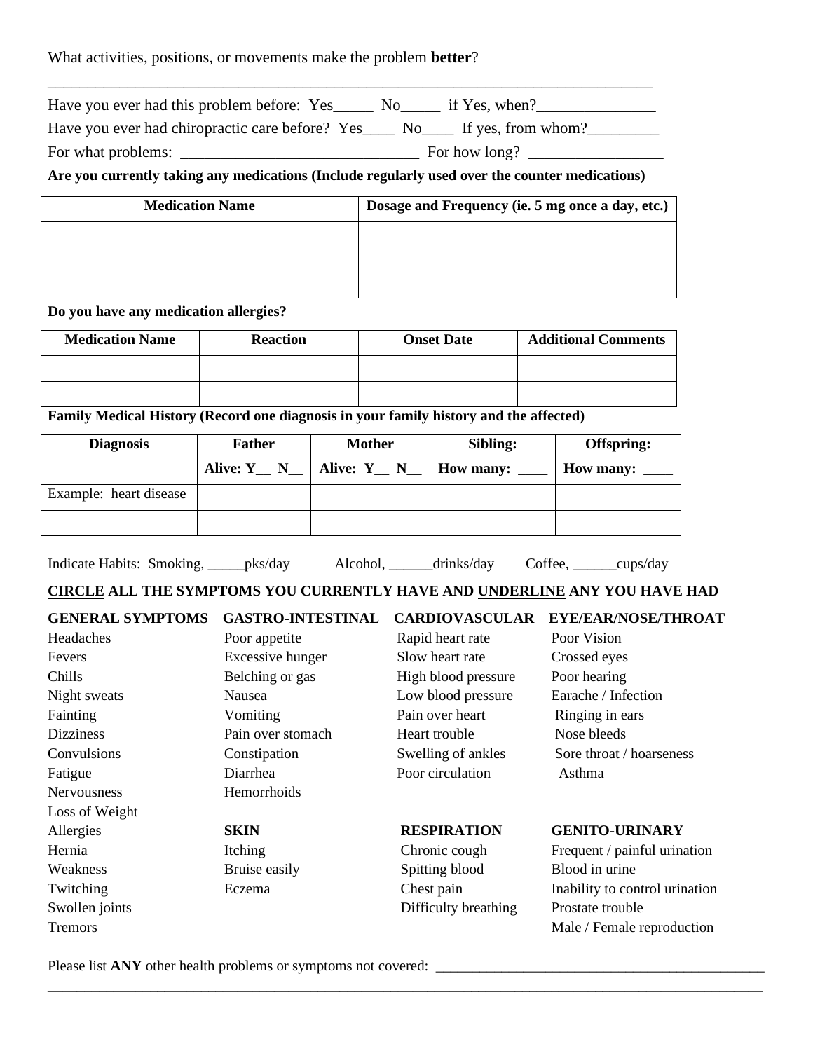What activities, positions, or movements make the problem **better**?

_____________________________________________________________________________

Have you ever had this problem before: Yes_____ No_____ if Yes, when?_______________

Have you ever had chiropractic care before? Yes____ No____ If yes, from whom?_________

For what problems: ______________________________ For how long? _________________

**Are you currently taking any medications (Include regularly used over the counter medications)**

| Medication Name | Dosage and Frequency (ie. 5 mg once a day, etc.) |
|---|---|
| | |
| | |
| | |

**Do you have any medication allergies?**

| Medication Name | Reaction | Onset Date | Additional Comments |
|---|---|---|---|
| | | | |
| | | | |

**Family Medical History (Record one diagnosis in your family history and the affected)**

| Diagnosis | Father<br>Alive: Y__ N__ | Mother<br>Alive: Y__ N__ | Sibling:<br>How many: ____ | Offspring:<br>How many: ____ |
|---|---|---|---|---|
| Example: heart disease | | | | |
| | | | | |

Indicate Habits: Smoking, _____pks/day Alcohol, ______drinks/day Coffee, ______cups/day

**CIRCLE ALL THE SYMPTOMS YOU CURRENTLY HAVE AND UNDERLINE ANY YOU HAVE HAD**

**GENERAL SYMPTOMS**
- Headaches
- Fevers
- Chills
- Night sweats
- Fainting
- Dizziness
- Convulsions
- Fatigue
- Nervousness
- Loss of Weight
- Allergies
- Hernia
- Weakness
- Twitching
- Swollen joints
- Tremors

**GASTRO-INTESTINAL**
- Poor appetite
- Excessive hunger
- Belching or gas
- Nausea
- Vomiting
- Pain over stomach
- Constipation
- Diarrhea
- Hemorrhoids

**SKIN**
- Itching
- Bruise easily
- Eczema

**CARDIOVASCULAR**
- Rapid heart rate
- Slow heart rate
- High blood pressure
- Low blood pressure
- Pain over heart
- Heart trouble
- Swelling of ankles
- Poor circulation

**RESPIRATION**
- Chronic cough
- Spitting blood
- Chest pain
- Difficulty breathing

**EYE/EAR/NOSE/THROAT**
- Poor Vision
- Crossed eyes
- Poor hearing
- Earache / Infection
- Ringing in ears
- Nose bleeds
- Sore throat / hoarseness
- Asthma

**GENITO-URINARY**
- Frequent / painful urination
- Blood in urine
- Inability to control urination
- Prostate trouble
- Male / Female reproduction

Please list **ANY** other health problems or symptoms not covered: ______________________________________________

_____________________________________________________________________________________________